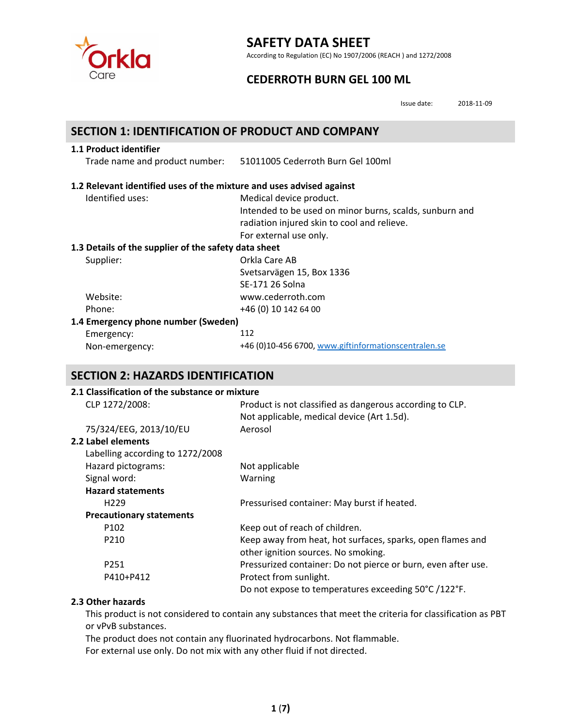# SAFETY DATA SHEET

According to Regulation (EC) No 1907/2006 (REACH ) and 1272/2008

## CEDERROTH BURN GEL 100 ML

Issue date: 2018-11-09

## SECTION 1: IDENTIFICATION OF PRODUCT AND COMPANY

### 1.1 Product identifier

Trade name and product number: 51011005 Cederroth Burn Gel 100ml

### 1.2 Relevant identified uses of the mixture and uses advised against

Identified uses: Medical device product.
Intended to be used on minor burns, scalds, sunburn and radiation injured skin to cool and relieve.
For external use only.

### 1.3 Details of the supplier of the safety data sheet

Supplier: Orkla Care AB
Svetsarvägen 15, Box 1336
SE-171 26 Solna

Website: www.cederroth.com

Phone: +46 (0) 10 142 64 00

### 1.4 Emergency phone number (Sweden)

Emergency: 112

Non-emergency: +46 (0)10-456 6700, www.giftinformationscentralen.se

## SECTION 2: HAZARDS IDENTIFICATION

### 2.1 Classification of the substance or mixture

CLP 1272/2008: Product is not classified as dangerous according to CLP.
Not applicable, medical device (Art 1.5d).

75/324/EEG, 2013/10/EU: Aerosol

### 2.2 Label elements

Labelling according to 1272/2008

Hazard pictograms: Not applicable

Signal word: Warning

**Hazard statements**

H229 Pressurised container: May burst if heated.

**Precautionary statements**

P102 Keep out of reach of children.

P210 Keep away from heat, hot surfaces, sparks, open flames and other ignition sources. No smoking.

P251 Pressurized container: Do not pierce or burn, even after use.

P410+P412 Protect from sunlight.
Do not expose to temperatures exceeding 50°C /122°F.

### 2.3 Other hazards

This product is not considered to contain any substances that meet the criteria for classification as PBT or vPvB substances.

The product does not contain any fluorinated hydrocarbons. Not flammable.

For external use only. Do not mix with any other fluid if not directed.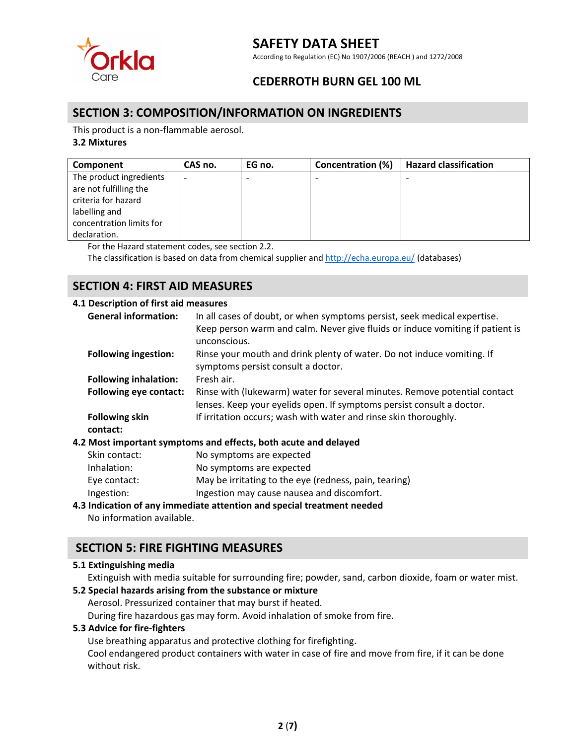# SAFETY DATA SHEET

According to Regulation (EC) No 1907/2006 (REACH ) and 1272/2008

## CEDERROTH BURN GEL 100 ML

## SECTION 3: COMPOSITION/INFORMATION ON INGREDIENTS

This product is a non-flammable aerosol.

**3.2 Mixtures**

| Component | CAS no. | EG no. | Concentration (%) | Hazard classification |
|---|---|---|---|---|
| The product ingredients are not fulfilling the criteria for hazard labelling and concentration limits for declaration. | - | - | - | - |

For the Hazard statement codes, see section 2.2.

The classification is based on data from chemical supplier and http://echa.europa.eu/ (databases)

## SECTION 4: FIRST AID MEASURES

**4.1 Description of first aid measures**

**General information:** In all cases of doubt, or when symptoms persist, seek medical expertise. Keep person warm and calm. Never give fluids or induce vomiting if patient is unconscious.

**Following ingestion:** Rinse your mouth and drink plenty of water. Do not induce vomiting. If symptoms persist consult a doctor.

**Following inhalation:** Fresh air.

**Following eye contact:** Rinse with (lukewarm) water for several minutes. Remove potential contact lenses. Keep your eyelids open. If symptoms persist consult a doctor.

**Following skin contact:** If irritation occurs; wash with water and rinse skin thoroughly.

**4.2 Most important symptoms and effects, both acute and delayed**

Skin contact: No symptoms are expected

Inhalation: No symptoms are expected

Eye contact: May be irritating to the eye (redness, pain, tearing)

Ingestion: Ingestion may cause nausea and discomfort.

**4.3 Indication of any immediate attention and special treatment needed**

No information available.

## SECTION 5: FIRE FIGHTING MEASURES

**5.1 Extinguishing media**

Extinguish with media suitable for surrounding fire; powder, sand, carbon dioxide, foam or water mist.

**5.2 Special hazards arising from the substance or mixture**

Aerosol. Pressurized container that may burst if heated.

During fire hazardous gas may form. Avoid inhalation of smoke from fire.

**5.3 Advice for fire-fighters**

Use breathing apparatus and protective clothing for firefighting.

Cool endangered product containers with water in case of fire and move from fire, if it can be done without risk.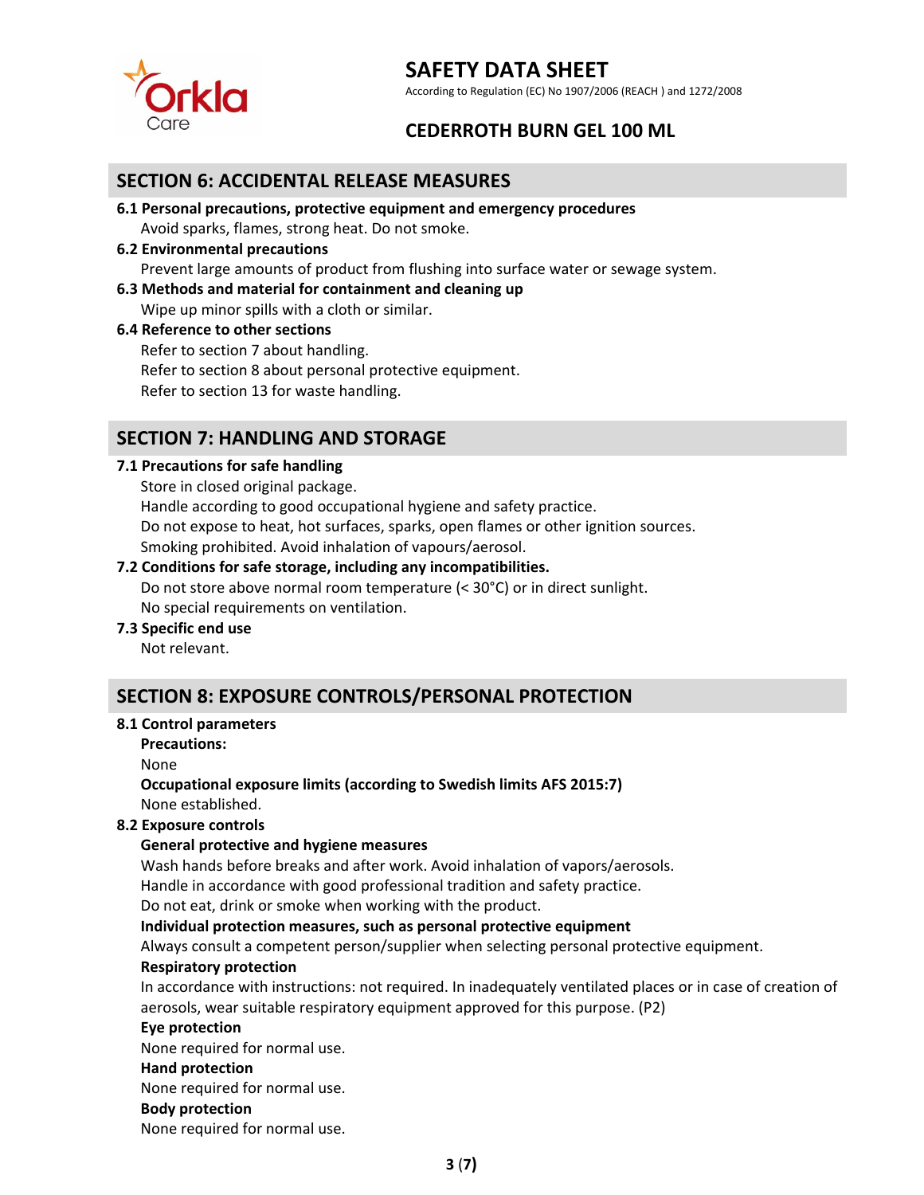## SECTION 6: ACCIDENTAL RELEASE MEASURES

**6.1 Personal precautions, protective equipment and emergency procedures**

Avoid sparks, flames, strong heat. Do not smoke.

**6.2 Environmental precautions**

Prevent large amounts of product from flushing into surface water or sewage system.

**6.3 Methods and material for containment and cleaning up**

Wipe up minor spills with a cloth or similar.

**6.4 Reference to other sections**

Refer to section 7 about handling.
Refer to section 8 about personal protective equipment.
Refer to section 13 for waste handling.

## SECTION 7: HANDLING AND STORAGE

**7.1 Precautions for safe handling**

Store in closed original package.
Handle according to good occupational hygiene and safety practice.
Do not expose to heat, hot surfaces, sparks, open flames or other ignition sources.
Smoking prohibited. Avoid inhalation of vapours/aerosol.

**7.2 Conditions for safe storage, including any incompatibilities.**

Do not store above normal room temperature (< 30°C) or in direct sunlight.
No special requirements on ventilation.

**7.3 Specific end use**

Not relevant.

## SECTION 8: EXPOSURE CONTROLS/PERSONAL PROTECTION

**8.1 Control parameters**

**Precautions:**

None

**Occupational exposure limits (according to Swedish limits AFS 2015:7)**

None established.

**8.2 Exposure controls**

**General protective and hygiene measures**

Wash hands before breaks and after work. Avoid inhalation of vapors/aerosols.
Handle in accordance with good professional tradition and safety practice.
Do not eat, drink or smoke when working with the product.

**Individual protection measures, such as personal protective equipment**

Always consult a competent person/supplier when selecting personal protective equipment.

**Respiratory protection**

In accordance with instructions: not required. In inadequately ventilated places or in case of creation of aerosols, wear suitable respiratory equipment approved for this purpose. (P2)

**Eye protection**

None required for normal use.

**Hand protection**

None required for normal use.

**Body protection**

None required for normal use.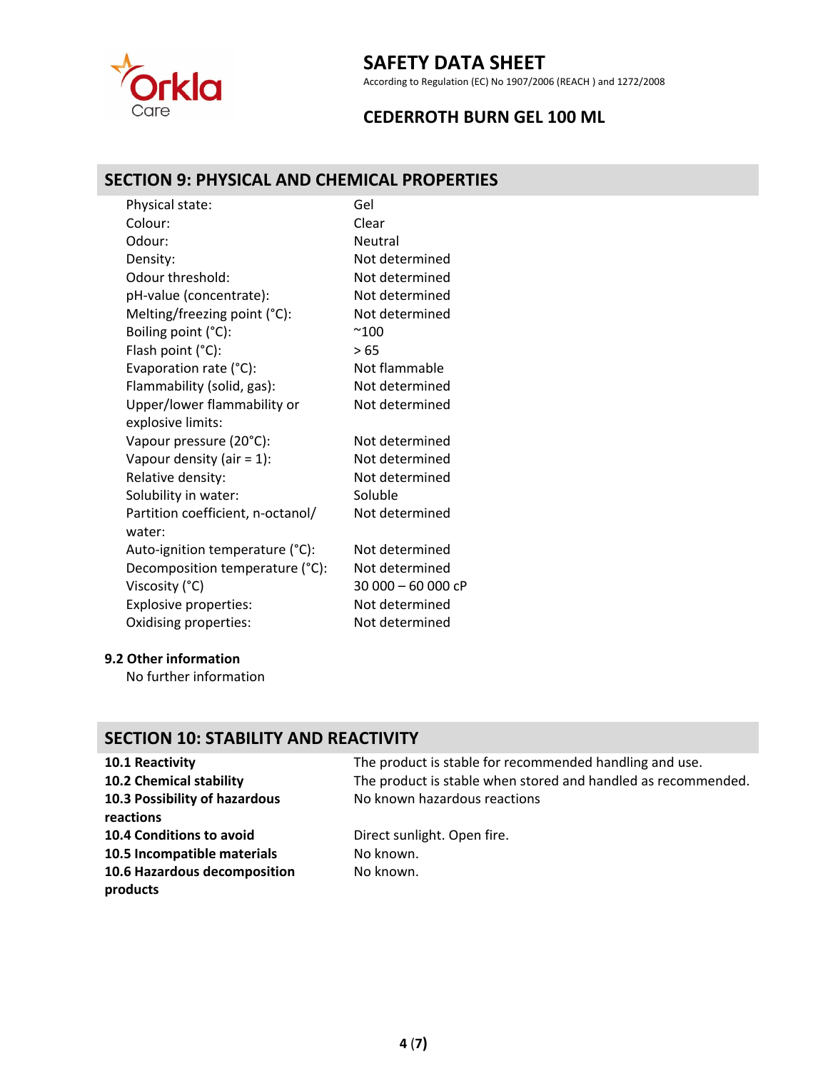# SAFETY DATA SHEET

According to Regulation (EC) No 1907/2006 (REACH ) and 1272/2008

## CEDERROTH BURN GEL 100 ML

## SECTION 9: PHYSICAL AND CHEMICAL PROPERTIES

| | |
|---|---|
| Physical state: | Gel |
| Colour: | Clear |
| Odour: | Neutral |
| Density: | Not determined |
| Odour threshold: | Not determined |
| pH-value (concentrate): | Not determined |
| Melting/freezing point (°C): | Not determined |
| Boiling point (°C): | ~100 |
| Flash point (°C): | > 65 |
| Evaporation rate (°C): | Not flammable |
| Flammability (solid, gas): | Not determined |
| Upper/lower flammability or explosive limits: | Not determined |
| Vapour pressure (20°C): | Not determined |
| Vapour density (air = 1): | Not determined |
| Relative density: | Not determined |
| Solubility in water: | Soluble |
| Partition coefficient, n-octanol/ water: | Not determined |
| Auto-ignition temperature (°C): | Not determined |
| Decomposition temperature (°C): | Not determined |
| Viscosity (°C) | 30 000 – 60 000 cP |
| Explosive properties: | Not determined |
| Oxidising properties: | Not determined |

### 9.2 Other information

No further information

## SECTION 10: STABILITY AND REACTIVITY

| | |
|---|---|
| **10.1 Reactivity** | The product is stable for recommended handling and use. |
| **10.2 Chemical stability** | The product is stable when stored and handled as recommended. |
| **10.3 Possibility of hazardous reactions** | No known hazardous reactions |
| **10.4 Conditions to avoid** | Direct sunlight. Open fire. |
| **10.5 Incompatible materials** | No known. |
| **10.6 Hazardous decomposition products** | No known. |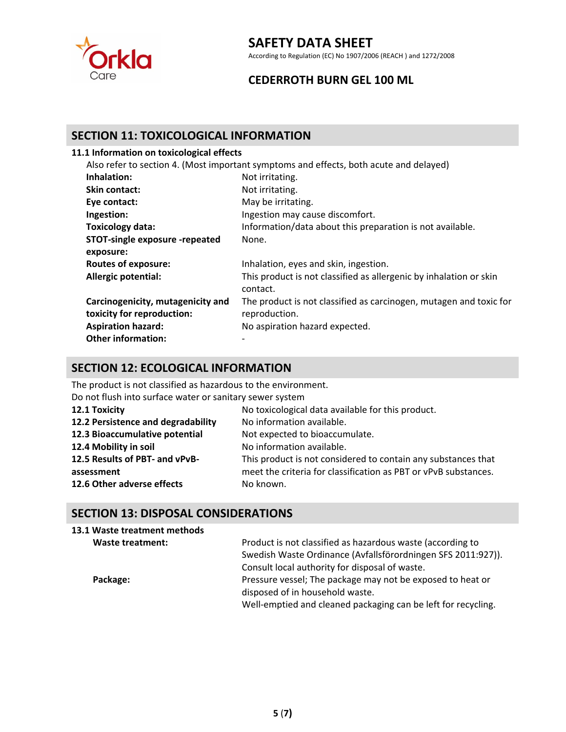# SAFETY DATA SHEET

According to Regulation (EC) No 1907/2006 (REACH ) and 1272/2008

## CEDERROTH BURN GEL 100 ML

## SECTION 11: TOXICOLOGICAL INFORMATION

### 11.1 Information on toxicological effects

Also refer to section 4. (Most important symptoms and effects, both acute and delayed)

| | |
|---|---|
| **Inhalation:** | Not irritating. |
| **Skin contact:** | Not irritating. |
| **Eye contact:** | May be irritating. |
| **Ingestion:** | Ingestion may cause discomfort. |
| **Toxicology data:** | Information/data about this preparation is not available. |
| **STOT-single exposure -repeated exposure:** | None. |
| **Routes of exposure:** | Inhalation, eyes and skin, ingestion. |
| **Allergic potential:** | This product is not classified as allergenic by inhalation or skin contact. |
| **Carcinogenicity, mutagenicity and toxicity for reproduction:** | The product is not classified as carcinogen, mutagen and toxic for reproduction. |
| **Aspiration hazard:** | No aspiration hazard expected. |
| **Other information:** | - |

## SECTION 12: ECOLOGICAL INFORMATION

The product is not classified as hazardous to the environment.
Do not flush into surface water or sanitary sewer system

| | |
|---|---|
| **12.1 Toxicity** | No toxicological data available for this product. |
| **12.2 Persistence and degradability** | No information available. |
| **12.3 Bioaccumulative potential** | Not expected to bioaccumulate. |
| **12.4 Mobility in soil** | No information available. |
| **12.5 Results of PBT- and vPvB-assessment** | This product is not considered to contain any substances that meet the criteria for classification as PBT or vPvB substances. |
| **12.6 Other adverse effects** | No known. |

## SECTION 13: DISPOSAL CONSIDERATIONS

### 13.1 Waste treatment methods

| | |
|---|---|
| **Waste treatment:** | Product is not classified as hazardous waste (according to Swedish Waste Ordinance (Avfallsförordningen SFS 2011:927)). Consult local authority for disposal of waste. |
| **Package:** | Pressure vessel; The package may not be exposed to heat or disposed of in household waste. Well-emptied and cleaned packaging can be left for recycling. |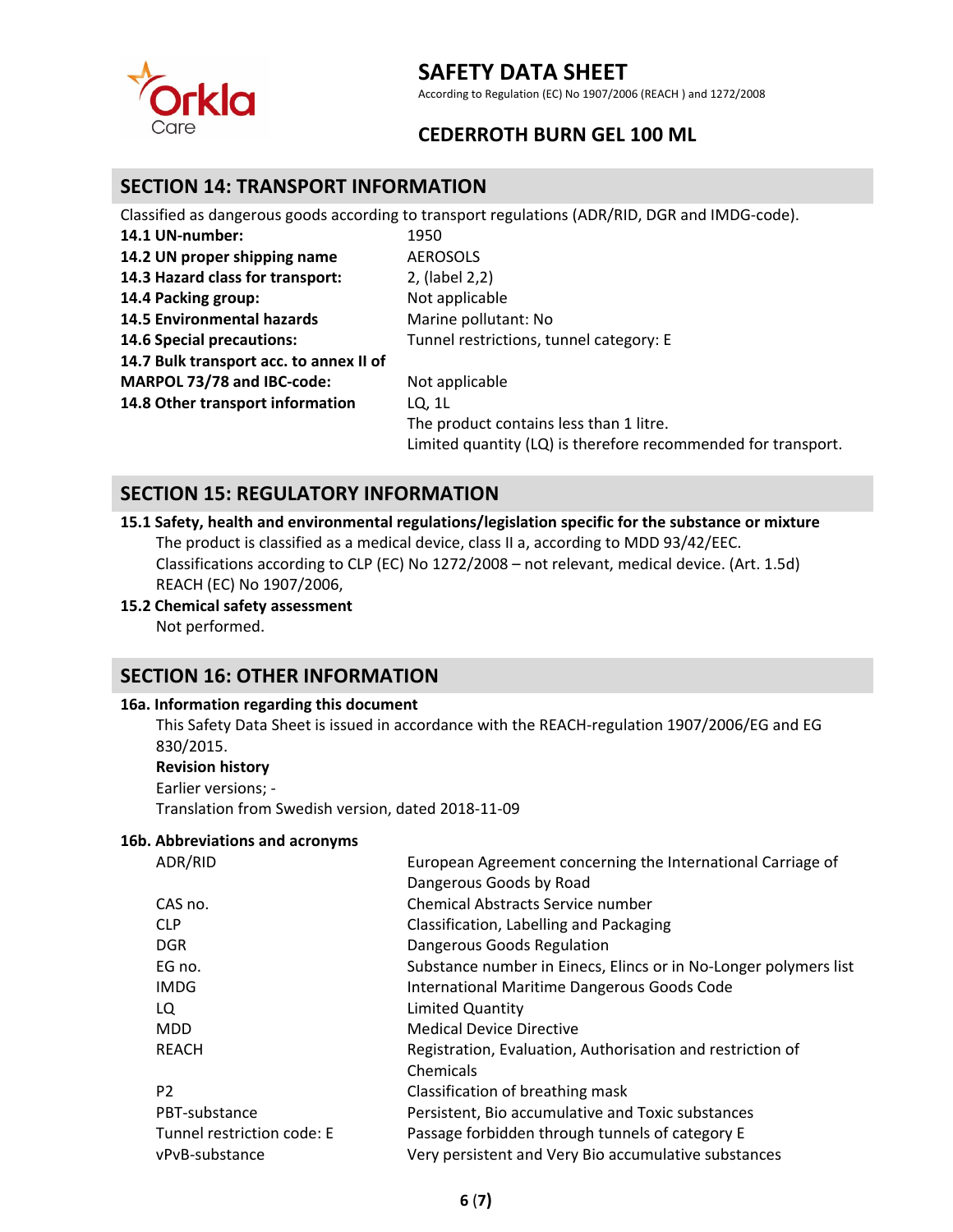# SAFETY DATA SHEET

According to Regulation (EC) No 1907/2006 (REACH ) and 1272/2008

## CEDERROTH BURN GEL 100 ML

## SECTION 14: TRANSPORT INFORMATION

Classified as dangerous goods according to transport regulations (ADR/RID, DGR and IMDG-code).

| | |
|---|---|
| **14.1 UN-number:** | 1950 |
| **14.2 UN proper shipping name** | AEROSOLS |
| **14.3 Hazard class for transport:** | 2, (label 2,2) |
| **14.4 Packing group:** | Not applicable |
| **14.5 Environmental hazards** | Marine pollutant: No |
| **14.6 Special precautions:** | Tunnel restrictions, tunnel category: E |
| **14.7 Bulk transport acc. to annex II of MARPOL 73/78 and IBC-code:** | Not applicable |
| **14.8 Other transport information** | LQ, 1L<br>The product contains less than 1 litre.<br>Limited quantity (LQ) is therefore recommended for transport. |

## SECTION 15: REGULATORY INFORMATION

**15.1 Safety, health and environmental regulations/legislation specific for the substance or mixture**

The product is classified as a medical device, class II a, according to MDD 93/42/EEC.
Classifications according to CLP (EC) No 1272/2008 – not relevant, medical device. (Art. 1.5d)
REACH (EC) No 1907/2006,

**15.2 Chemical safety assessment**

Not performed.

## SECTION 16: OTHER INFORMATION

**16a. Information regarding this document**

This Safety Data Sheet is issued in accordance with the REACH-regulation 1907/2006/EG and EG 830/2015.

**Revision history**

Earlier versions; -
Translation from Swedish version, dated 2018-11-09

**16b. Abbreviations and acronyms**

| | |
|---|---|
| ADR/RID | European Agreement concerning the International Carriage of Dangerous Goods by Road |
| CAS no. | Chemical Abstracts Service number |
| CLP | Classification, Labelling and Packaging |
| DGR | Dangerous Goods Regulation |
| EG no. | Substance number in Einecs, Elincs or in No-Longer polymers list |
| IMDG | International Maritime Dangerous Goods Code |
| LQ | Limited Quantity |
| MDD | Medical Device Directive |
| REACH | Registration, Evaluation, Authorisation and restriction of Chemicals |
| P2 | Classification of breathing mask |
| PBT-substance | Persistent, Bio accumulative and Toxic substances |
| Tunnel restriction code: E | Passage forbidden through tunnels of category E |
| vPvB-substance | Very persistent and Very Bio accumulative substances |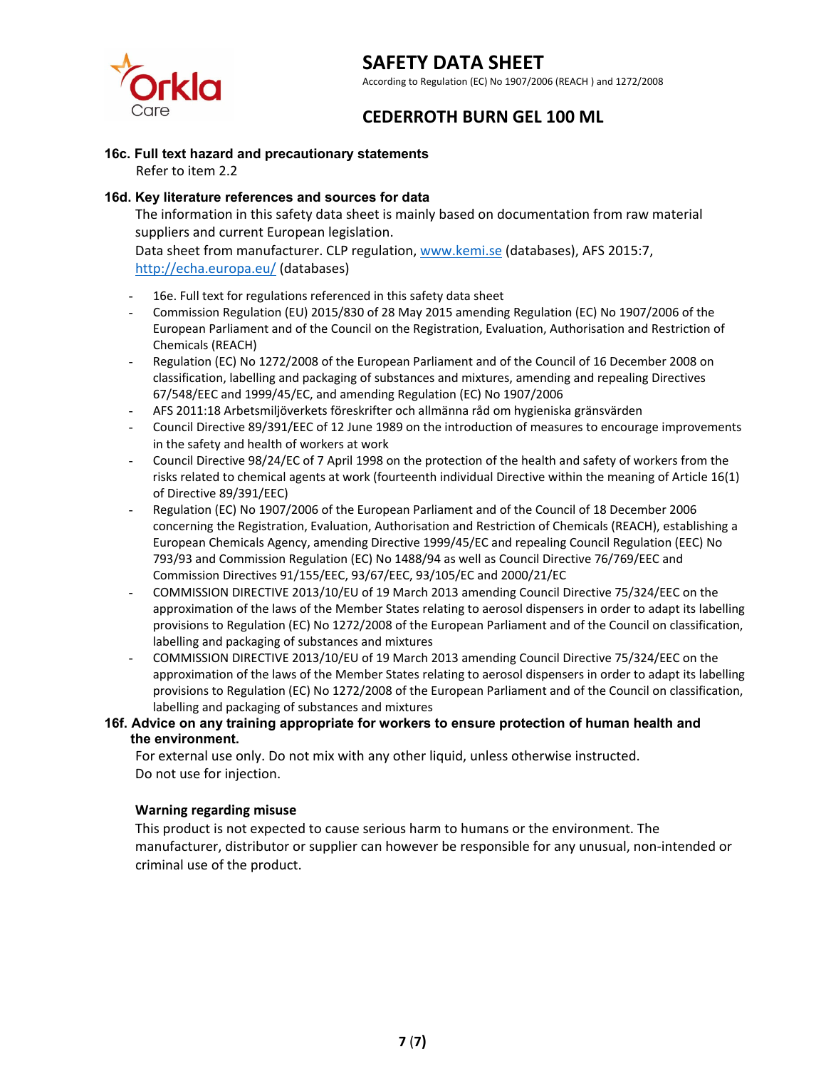#### 16c. Full text hazard and precautionary statements

Refer to item 2.2

#### 16d. Key literature references and sources for data

The information in this safety data sheet is mainly based on documentation from raw material suppliers and current European legislation.

Data sheet from manufacturer. CLP regulation, www.kemi.se (databases), AFS 2015:7, http://echa.europa.eu/ (databases)

- 16e. Full text for regulations referenced in this safety data sheet
- Commission Regulation (EU) 2015/830 of 28 May 2015 amending Regulation (EC) No 1907/2006 of the European Parliament and of the Council on the Registration, Evaluation, Authorisation and Restriction of Chemicals (REACH)
- Regulation (EC) No 1272/2008 of the European Parliament and of the Council of 16 December 2008 on classification, labelling and packaging of substances and mixtures, amending and repealing Directives 67/548/EEC and 1999/45/EC, and amending Regulation (EC) No 1907/2006
- AFS 2011:18 Arbetsmiljöverkets föreskrifter och allmänna råd om hygieniska gränsvärden
- Council Directive 89/391/EEC of 12 June 1989 on the introduction of measures to encourage improvements in the safety and health of workers at work
- Council Directive 98/24/EC of 7 April 1998 on the protection of the health and safety of workers from the risks related to chemical agents at work (fourteenth individual Directive within the meaning of Article 16(1) of Directive 89/391/EEC)
- Regulation (EC) No 1907/2006 of the European Parliament and of the Council of 18 December 2006 concerning the Registration, Evaluation, Authorisation and Restriction of Chemicals (REACH), establishing a European Chemicals Agency, amending Directive 1999/45/EC and repealing Council Regulation (EEC) No 793/93 and Commission Regulation (EC) No 1488/94 as well as Council Directive 76/769/EEC and Commission Directives 91/155/EEC, 93/67/EEC, 93/105/EC and 2000/21/EC
- COMMISSION DIRECTIVE 2013/10/EU of 19 March 2013 amending Council Directive 75/324/EEC on the approximation of the laws of the Member States relating to aerosol dispensers in order to adapt its labelling provisions to Regulation (EC) No 1272/2008 of the European Parliament and of the Council on classification, labelling and packaging of substances and mixtures
- COMMISSION DIRECTIVE 2013/10/EU of 19 March 2013 amending Council Directive 75/324/EEC on the approximation of the laws of the Member States relating to aerosol dispensers in order to adapt its labelling provisions to Regulation (EC) No 1272/2008 of the European Parliament and of the Council on classification, labelling and packaging of substances and mixtures

#### 16f. Advice on any training appropriate for workers to ensure protection of human health and the environment.

For external use only. Do not mix with any other liquid, unless otherwise instructed.
Do not use for injection.

**Warning regarding misuse**

This product is not expected to cause serious harm to humans or the environment. The manufacturer, distributor or supplier can however be responsible for any unusual, non-intended or criminal use of the product.